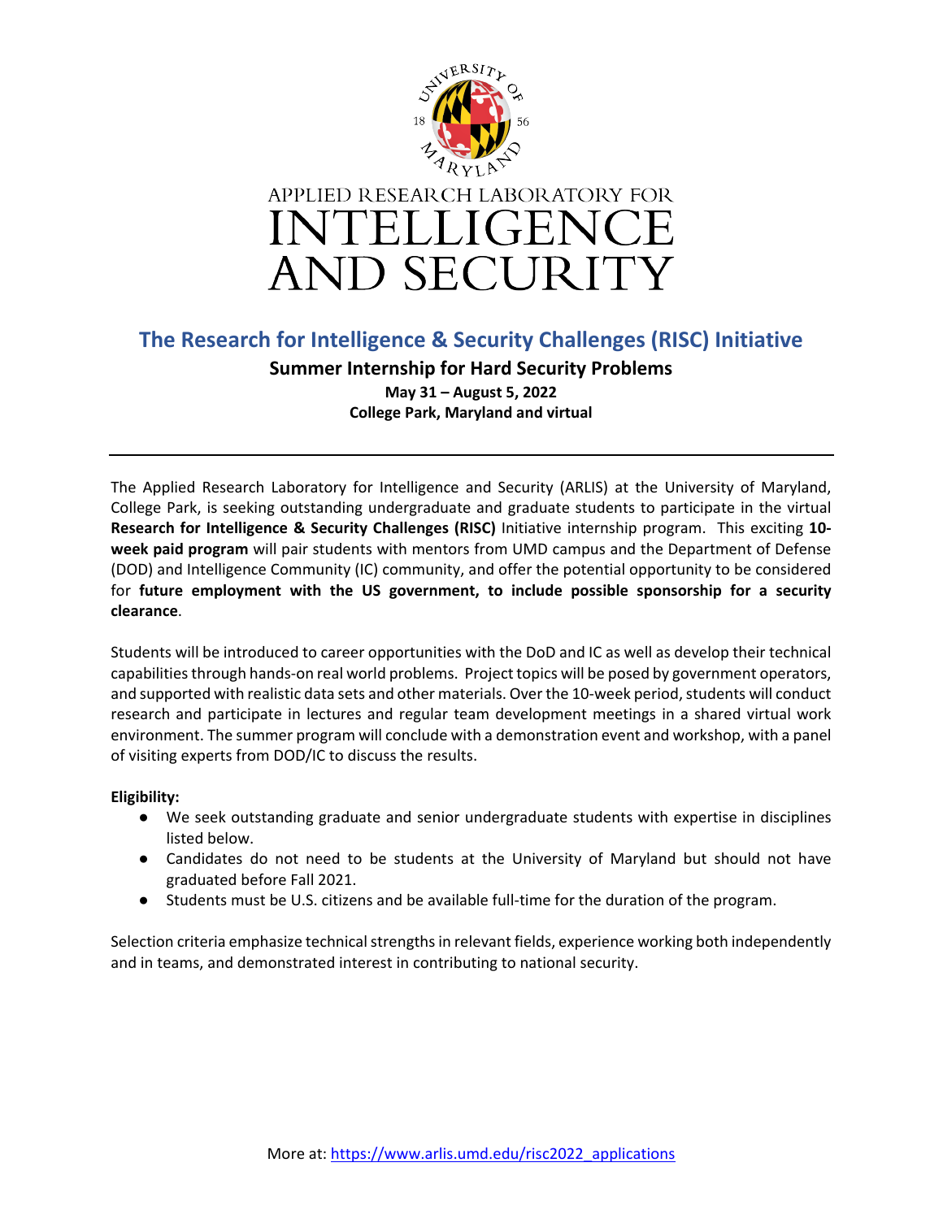APPLIED RESEARCH LABORATORY FOR

# INTELLIGENCE AND SECURITY

## The Research for Intelligence & Security Challenges (RISC) Initiative

### Summer Internship for Hard Security Problems

**May 31 – August 5, 2022**
**College Park, Maryland and virtual**

---

The Applied Research Laboratory for Intelligence and Security (ARLIS) at the University of Maryland, College Park, is seeking outstanding undergraduate and graduate students to participate in the virtual **Research for Intelligence & Security Challenges (RISC)** Initiative internship program. This exciting **10-week paid program** will pair students with mentors from UMD campus and the Department of Defense (DOD) and Intelligence Community (IC) community, and offer the potential opportunity to be considered for **future employment with the US government, to include possible sponsorship for a security clearance**.

Students will be introduced to career opportunities with the DoD and IC as well as develop their technical capabilities through hands-on real world problems. Project topics will be posed by government operators, and supported with realistic data sets and other materials. Over the 10-week period, students will conduct research and participate in lectures and regular team development meetings in a shared virtual work environment. The summer program will conclude with a demonstration event and workshop, with a panel of visiting experts from DOD/IC to discuss the results.

**Eligibility:**

- We seek outstanding graduate and senior undergraduate students with expertise in disciplines listed below.
- Candidates do not need to be students at the University of Maryland but should not have graduated before Fall 2021.
- Students must be U.S. citizens and be available full-time for the duration of the program.

Selection criteria emphasize technical strengths in relevant fields, experience working both independently and in teams, and demonstrated interest in contributing to national security.

More at: https://www.arlis.umd.edu/risc2022_applications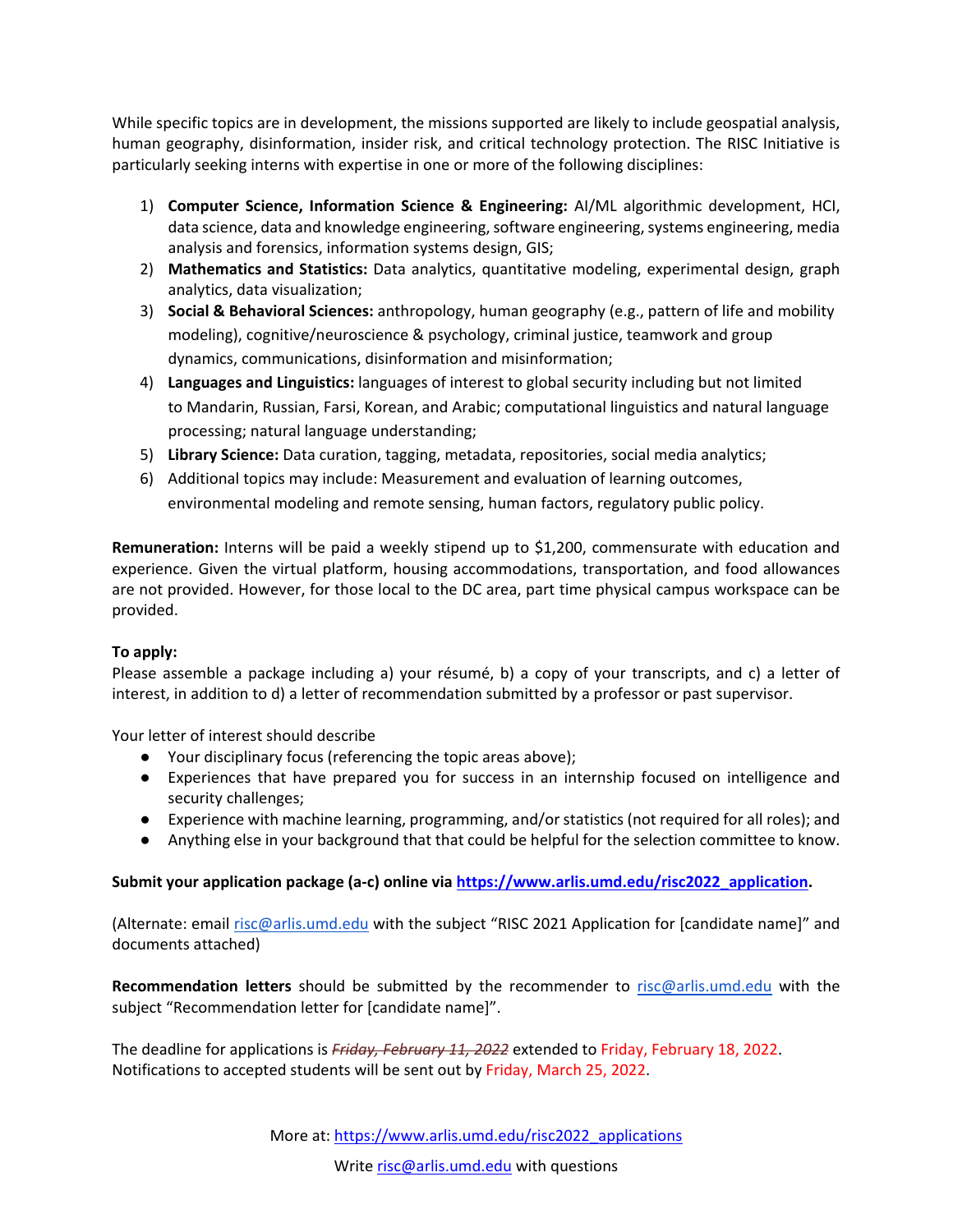While specific topics are in development, the missions supported are likely to include geospatial analysis, human geography, disinformation, insider risk, and critical technology protection. The RISC Initiative is particularly seeking interns with expertise in one or more of the following disciplines:

1) **Computer Science, Information Science & Engineering:** AI/ML algorithmic development, HCI, data science, data and knowledge engineering, software engineering, systems engineering, media analysis and forensics, information systems design, GIS;
2) **Mathematics and Statistics:** Data analytics, quantitative modeling, experimental design, graph analytics, data visualization;
3) **Social & Behavioral Sciences:** anthropology, human geography (e.g., pattern of life and mobility modeling), cognitive/neuroscience & psychology, criminal justice, teamwork and group dynamics, communications, disinformation and misinformation;
4) **Languages and Linguistics:** languages of interest to global security including but not limited to Mandarin, Russian, Farsi, Korean, and Arabic; computational linguistics and natural language processing; natural language understanding;
5) **Library Science:** Data curation, tagging, metadata, repositories, social media analytics;
6) Additional topics may include: Measurement and evaluation of learning outcomes, environmental modeling and remote sensing, human factors, regulatory public policy.

**Remuneration:** Interns will be paid a weekly stipend up to $1,200, commensurate with education and experience. Given the virtual platform, housing accommodations, transportation, and food allowances are not provided. However, for those local to the DC area, part time physical campus workspace can be provided.

**To apply:**
Please assemble a package including a) your résumé, b) a copy of your transcripts, and c) a letter of interest, in addition to d) a letter of recommendation submitted by a professor or past supervisor.

Your letter of interest should describe

- Your disciplinary focus (referencing the topic areas above);
- Experiences that have prepared you for success in an internship focused on intelligence and security challenges;
- Experience with machine learning, programming, and/or statistics (not required for all roles); and
- Anything else in your background that that could be helpful for the selection committee to know.

**Submit your application package (a-c) online via [https://www.arlis.umd.edu/risc2022_application](https://www.arlis.umd.edu/risc2022_application).**

(Alternate: email [risc@arlis.umd.edu](mailto:risc@arlis.umd.edu) with the subject "RISC 2021 Application for [candidate name]" and documents attached)

**Recommendation letters** should be submitted by the recommender to [risc@arlis.umd.edu](mailto:risc@arlis.umd.edu) with the subject "Recommendation letter for [candidate name]".

The deadline for applications is ~~*Friday, February 11, 2022*~~ extended to Friday, February 18, 2022.
Notifications to accepted students will be sent out by Friday, March 25, 2022.

More at: [https://www.arlis.umd.edu/risc2022_applications](https://www.arlis.umd.edu/risc2022_applications)

Write [risc@arlis.umd.edu](mailto:risc@arlis.umd.edu) with questions